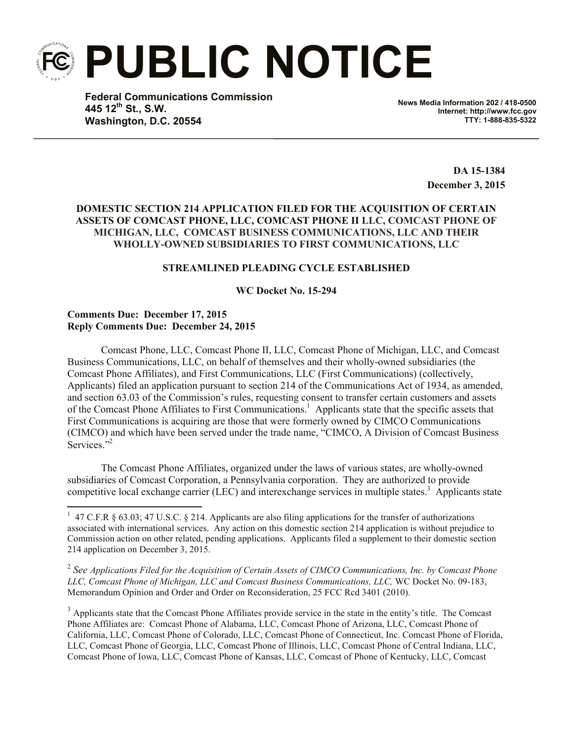# PUBLIC NOTICE

**Federal Communications Commission**
**445 12th St., S.W.**
**Washington, D.C. 20554**

**News Media Information 202 / 418-0500**
**Internet: http://www.fcc.gov**
**TTY: 1-888-835-5322**

**DA 15-1384**
**December 3, 2015**

**DOMESTIC SECTION 214 APPLICATION FILED FOR THE ACQUISITION OF CERTAIN ASSETS OF COMCAST PHONE, LLC, COMCAST PHONE II LLC, COMCAST PHONE OF MICHIGAN, LLC, COMCAST BUSINESS COMMUNICATIONS, LLC AND THEIR WHOLLY-OWNED SUBSIDIARIES TO FIRST COMMUNICATIONS, LLC**

**STREAMLINED PLEADING CYCLE ESTABLISHED**

**WC Docket No. 15-294**

**Comments Due: December 17, 2015**
**Reply Comments Due: December 24, 2015**

Comcast Phone, LLC, Comcast Phone II, LLC, Comcast Phone of Michigan, LLC, and Comcast Business Communications, LLC, on behalf of themselves and their wholly-owned subsidiaries (the Comcast Phone Affiliates), and First Communications, LLC (First Communications) (collectively, Applicants) filed an application pursuant to section 214 of the Communications Act of 1934, as amended, and section 63.03 of the Commission's rules, requesting consent to transfer certain customers and assets of the Comcast Phone Affiliates to First Communications.[1] Applicants state that the specific assets that First Communications is acquiring are those that were formerly owned by CIMCO Communications (CIMCO) and which have been served under the trade name, "CIMCO, A Division of Comcast Business Services."[2]

The Comcast Phone Affiliates, organized under the laws of various states, are wholly-owned subsidiaries of Comcast Corporation, a Pennsylvania corporation. They are authorized to provide competitive local exchange carrier (LEC) and interexchange services in multiple states.[3] Applicants state

---

[1] 47 C.F.R § 63.03; 47 U.S.C. § 214. Applicants are also filing applications for the transfer of authorizations associated with international services. Any action on this domestic section 214 application is without prejudice to Commission action on other related, pending applications. Applicants filed a supplement to their domestic section 214 application on December 3, 2015.

[2] *See Applications Filed for the Acquisition of Certain Assets of CIMCO Communications, Inc. by Comcast Phone LLC, Comcast Phone of Michigan, LLC and Comcast Business Communications, LLC,* WC Docket No. 09-183, Memorandum Opinion and Order and Order on Reconsideration, 25 FCC Rcd 3401 (2010).

[3] Applicants state that the Comcast Phone Affiliates provide service in the state in the entity's title. The Comcast Phone Affiliates are: Comcast Phone of Alabama, LLC, Comcast Phone of Arizona, LLC, Comcast Phone of California, LLC, Comcast Phone of Colorado, LLC, Comcast Phone of Connecticut, Inc. Comcast Phone of Florida, LLC, Comcast Phone of Georgia, LLC, Comcast Phone of Illinois, LLC, Comcast Phone of Central Indiana, LLC, Comcast Phone of Iowa, LLC, Comcast Phone of Kansas, LLC, Comcast of Phone of Kentucky, LLC, Comcast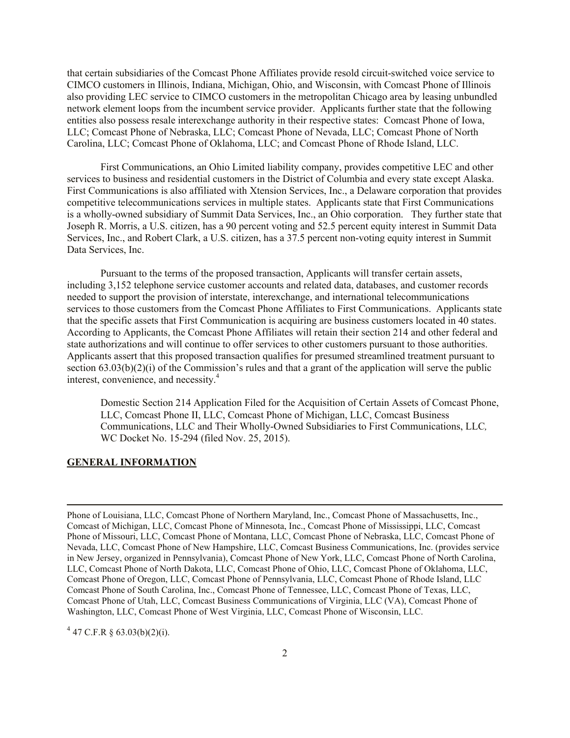that certain subsidiaries of the Comcast Phone Affiliates provide resold circuit-switched voice service to CIMCO customers in Illinois, Indiana, Michigan, Ohio, and Wisconsin, with Comcast Phone of Illinois also providing LEC service to CIMCO customers in the metropolitan Chicago area by leasing unbundled network element loops from the incumbent service provider. Applicants further state that the following entities also possess resale interexchange authority in their respective states: Comcast Phone of Iowa, LLC; Comcast Phone of Nebraska, LLC; Comcast Phone of Nevada, LLC; Comcast Phone of North Carolina, LLC; Comcast Phone of Oklahoma, LLC; and Comcast Phone of Rhode Island, LLC.

First Communications, an Ohio Limited liability company, provides competitive LEC and other services to business and residential customers in the District of Columbia and every state except Alaska. First Communications is also affiliated with Xtension Services, Inc., a Delaware corporation that provides competitive telecommunications services in multiple states. Applicants state that First Communications is a wholly-owned subsidiary of Summit Data Services, Inc., an Ohio corporation. They further state that Joseph R. Morris, a U.S. citizen, has a 90 percent voting and 52.5 percent equity interest in Summit Data Services, Inc., and Robert Clark, a U.S. citizen, has a 37.5 percent non-voting equity interest in Summit Data Services, Inc.

Pursuant to the terms of the proposed transaction, Applicants will transfer certain assets, including 3,152 telephone service customer accounts and related data, databases, and customer records needed to support the provision of interstate, interexchange, and international telecommunications services to those customers from the Comcast Phone Affiliates to First Communications. Applicants state that the specific assets that First Communication is acquiring are business customers located in 40 states. According to Applicants, the Comcast Phone Affiliates will retain their section 214 and other federal and state authorizations and will continue to offer services to other customers pursuant to those authorities. Applicants assert that this proposed transaction qualifies for presumed streamlined treatment pursuant to section 63.03(b)(2)(i) of the Commission's rules and that a grant of the application will serve the public interest, convenience, and necessity.[4]

> Domestic Section 214 Application Filed for the Acquisition of Certain Assets of Comcast Phone, LLC, Comcast Phone II, LLC, Comcast Phone of Michigan, LLC, Comcast Business Communications, LLC and Their Wholly-Owned Subsidiaries to First Communications, LLC*,* WC Docket No. 15-294 (filed Nov. 25, 2015).

**GENERAL INFORMATION**

---

Phone of Louisiana, LLC, Comcast Phone of Northern Maryland, Inc., Comcast Phone of Massachusetts, Inc., Comcast of Michigan, LLC, Comcast Phone of Minnesota, Inc., Comcast Phone of Mississippi, LLC, Comcast Phone of Missouri, LLC, Comcast Phone of Montana, LLC, Comcast Phone of Nebraska, LLC, Comcast Phone of Nevada, LLC, Comcast Phone of New Hampshire, LLC, Comcast Business Communications, Inc. (provides service in New Jersey, organized in Pennsylvania), Comcast Phone of New York, LLC, Comcast Phone of North Carolina, LLC, Comcast Phone of North Dakota, LLC, Comcast Phone of Ohio, LLC, Comcast Phone of Oklahoma, LLC, Comcast Phone of Oregon, LLC, Comcast Phone of Pennsylvania, LLC, Comcast Phone of Rhode Island, LLC Comcast Phone of South Carolina, Inc., Comcast Phone of Tennessee, LLC, Comcast Phone of Texas, LLC, Comcast Phone of Utah, LLC, Comcast Business Communications of Virginia, LLC (VA), Comcast Phone of Washington, LLC, Comcast Phone of West Virginia, LLC, Comcast Phone of Wisconsin, LLC.

[4] 47 C.F.R § 63.03(b)(2)(i).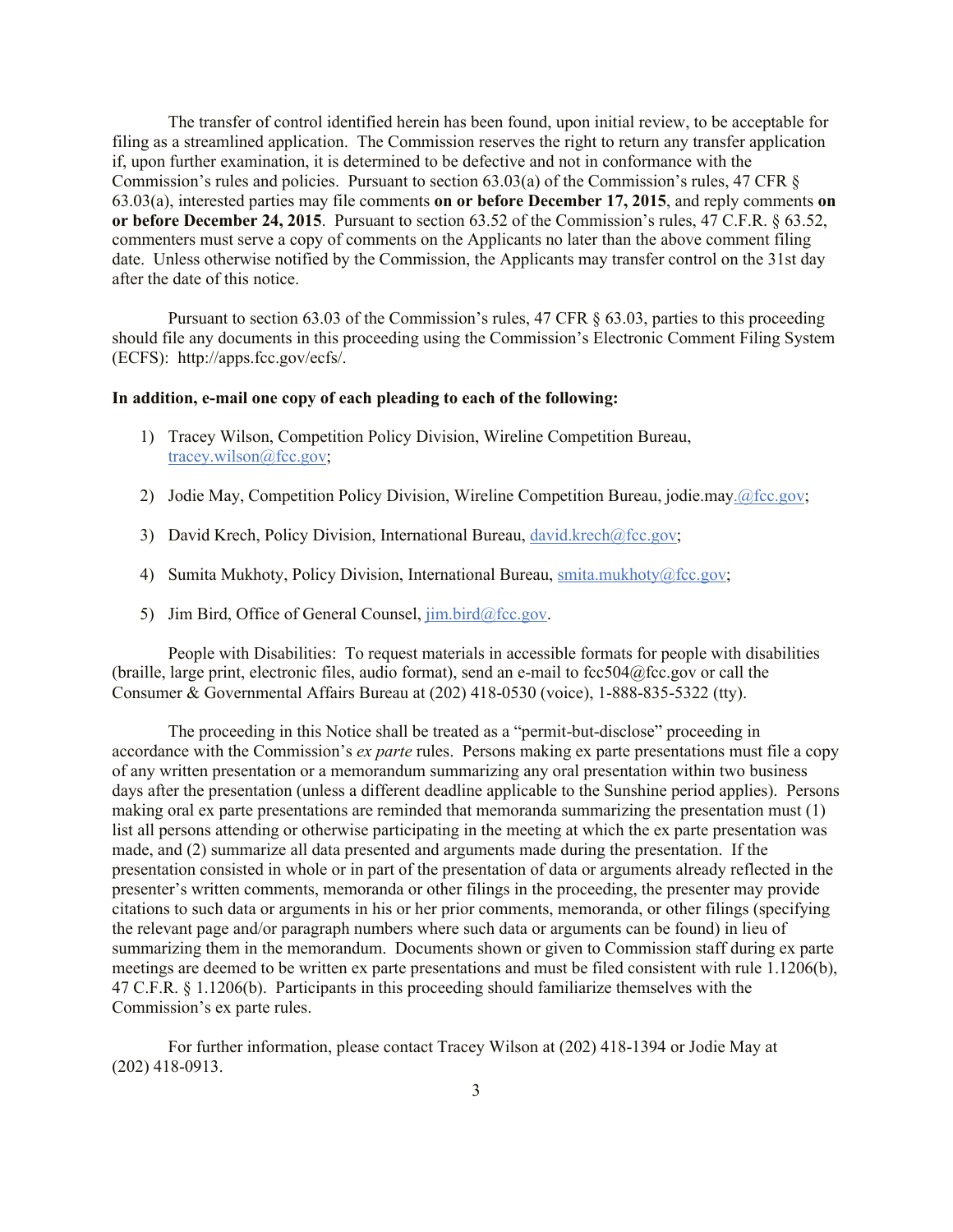The transfer of control identified herein has been found, upon initial review, to be acceptable for filing as a streamlined application. The Commission reserves the right to return any transfer application if, upon further examination, it is determined to be defective and not in conformance with the Commission's rules and policies. Pursuant to section 63.03(a) of the Commission's rules, 47 CFR § 63.03(a), interested parties may file comments **on or before December 17, 2015**, and reply comments **on or before December 24, 2015**. Pursuant to section 63.52 of the Commission's rules, 47 C.F.R. § 63.52, commenters must serve a copy of comments on the Applicants no later than the above comment filing date. Unless otherwise notified by the Commission, the Applicants may transfer control on the 31st day after the date of this notice.

Pursuant to section 63.03 of the Commission's rules, 47 CFR § 63.03, parties to this proceeding should file any documents in this proceeding using the Commission's Electronic Comment Filing System (ECFS): http://apps.fcc.gov/ecfs/.

**In addition, e-mail one copy of each pleading to each of the following:**

1) Tracey Wilson, Competition Policy Division, Wireline Competition Bureau, tracey.wilson@fcc.gov;

2) Jodie May, Competition Policy Division, Wireline Competition Bureau, jodie.may.@fcc.gov;

3) David Krech, Policy Division, International Bureau, david.krech@fcc.gov;

4) Sumita Mukhoty, Policy Division, International Bureau, smita.mukhoty@fcc.gov;

5) Jim Bird, Office of General Counsel, jim.bird@fcc.gov.

People with Disabilities: To request materials in accessible formats for people with disabilities (braille, large print, electronic files, audio format), send an e-mail to fcc504@fcc.gov or call the Consumer & Governmental Affairs Bureau at (202) 418-0530 (voice), 1-888-835-5322 (tty).

The proceeding in this Notice shall be treated as a "permit-but-disclose" proceeding in accordance with the Commission's *ex parte* rules. Persons making ex parte presentations must file a copy of any written presentation or a memorandum summarizing any oral presentation within two business days after the presentation (unless a different deadline applicable to the Sunshine period applies). Persons making oral ex parte presentations are reminded that memoranda summarizing the presentation must (1) list all persons attending or otherwise participating in the meeting at which the ex parte presentation was made, and (2) summarize all data presented and arguments made during the presentation. If the presentation consisted in whole or in part of the presentation of data or arguments already reflected in the presenter's written comments, memoranda or other filings in the proceeding, the presenter may provide citations to such data or arguments in his or her prior comments, memoranda, or other filings (specifying the relevant page and/or paragraph numbers where such data or arguments can be found) in lieu of summarizing them in the memorandum. Documents shown or given to Commission staff during ex parte meetings are deemed to be written ex parte presentations and must be filed consistent with rule 1.1206(b), 47 C.F.R. § 1.1206(b). Participants in this proceeding should familiarize themselves with the Commission's ex parte rules.

For further information, please contact Tracey Wilson at (202) 418-1394 or Jodie May at (202) 418-0913.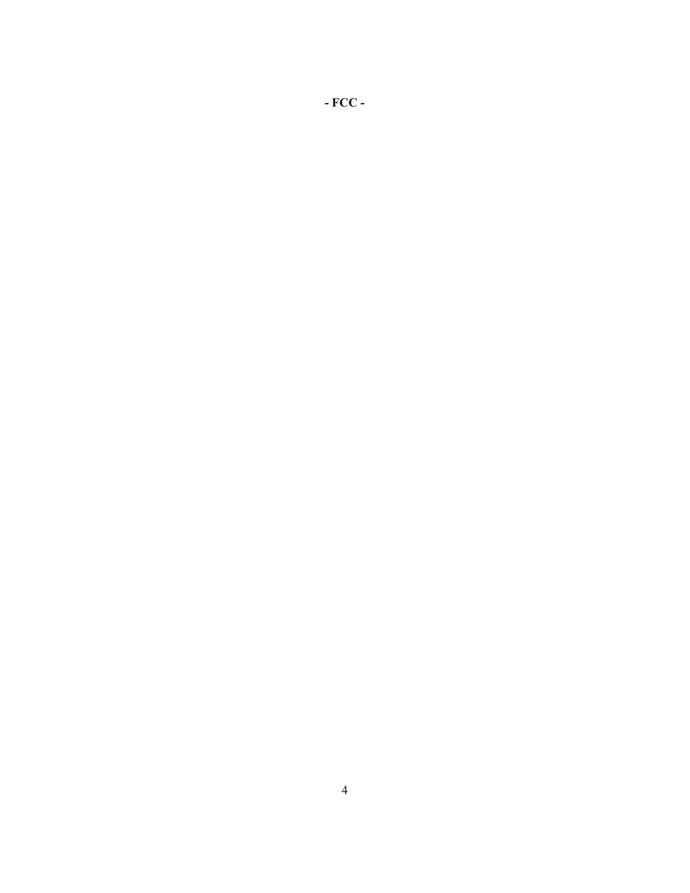**- FCC -**